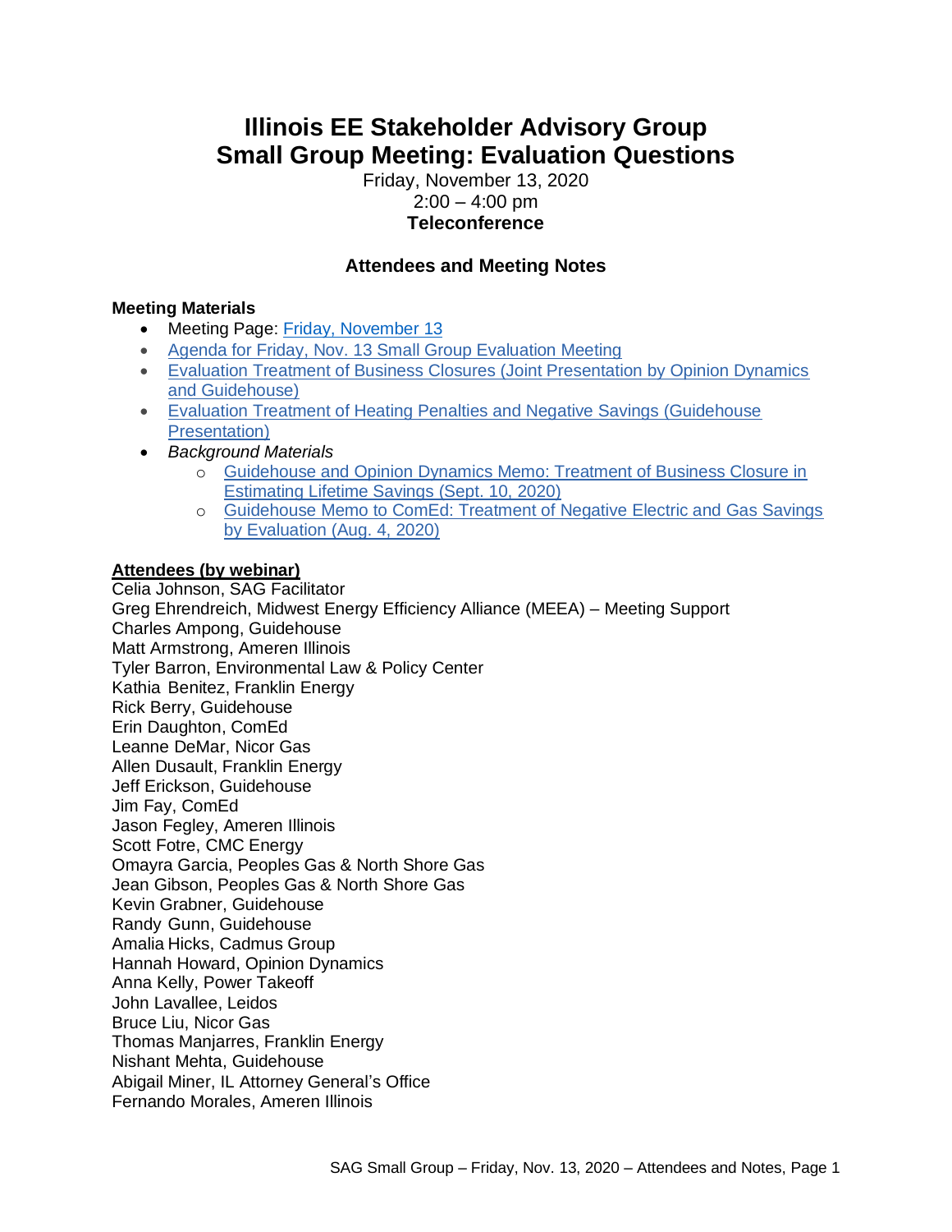# Illinois EE Stakeholder Advisory Group
# Small Group Meeting: Evaluation Questions

Friday, November 13, 2020
2:00 – 4:00 pm
**Teleconference**

### Attendees and Meeting Notes

**Meeting Materials**

- Meeting Page: Friday, November 13
- Agenda for Friday, Nov. 13 Small Group Evaluation Meeting
- Evaluation Treatment of Business Closures (Joint Presentation by Opinion Dynamics and Guidehouse)
- Evaluation Treatment of Heating Penalties and Negative Savings (Guidehouse Presentation)
- *Background Materials*
  - Guidehouse and Opinion Dynamics Memo: Treatment of Business Closure in Estimating Lifetime Savings (Sept. 10, 2020)
  - Guidehouse Memo to ComEd: Treatment of Negative Electric and Gas Savings by Evaluation (Aug. 4, 2020)

**Attendees (by webinar)**

Celia Johnson, SAG Facilitator
Greg Ehrendreich, Midwest Energy Efficiency Alliance (MEEA) – Meeting Support
Charles Ampong, Guidehouse
Matt Armstrong, Ameren Illinois
Tyler Barron, Environmental Law & Policy Center
Kathia Benitez, Franklin Energy
Rick Berry, Guidehouse
Erin Daughton, ComEd
Leanne DeMar, Nicor Gas
Allen Dusault, Franklin Energy
Jeff Erickson, Guidehouse
Jim Fay, ComEd
Jason Fegley, Ameren Illinois
Scott Fotre, CMC Energy
Omayra Garcia, Peoples Gas & North Shore Gas
Jean Gibson, Peoples Gas & North Shore Gas
Kevin Grabner, Guidehouse
Randy Gunn, Guidehouse
Amalia Hicks, Cadmus Group
Hannah Howard, Opinion Dynamics
Anna Kelly, Power Takeoff
John Lavallee, Leidos
Bruce Liu, Nicor Gas
Thomas Manjarres, Franklin Energy
Nishant Mehta, Guidehouse
Abigail Miner, IL Attorney General's Office
Fernando Morales, Ameren Illinois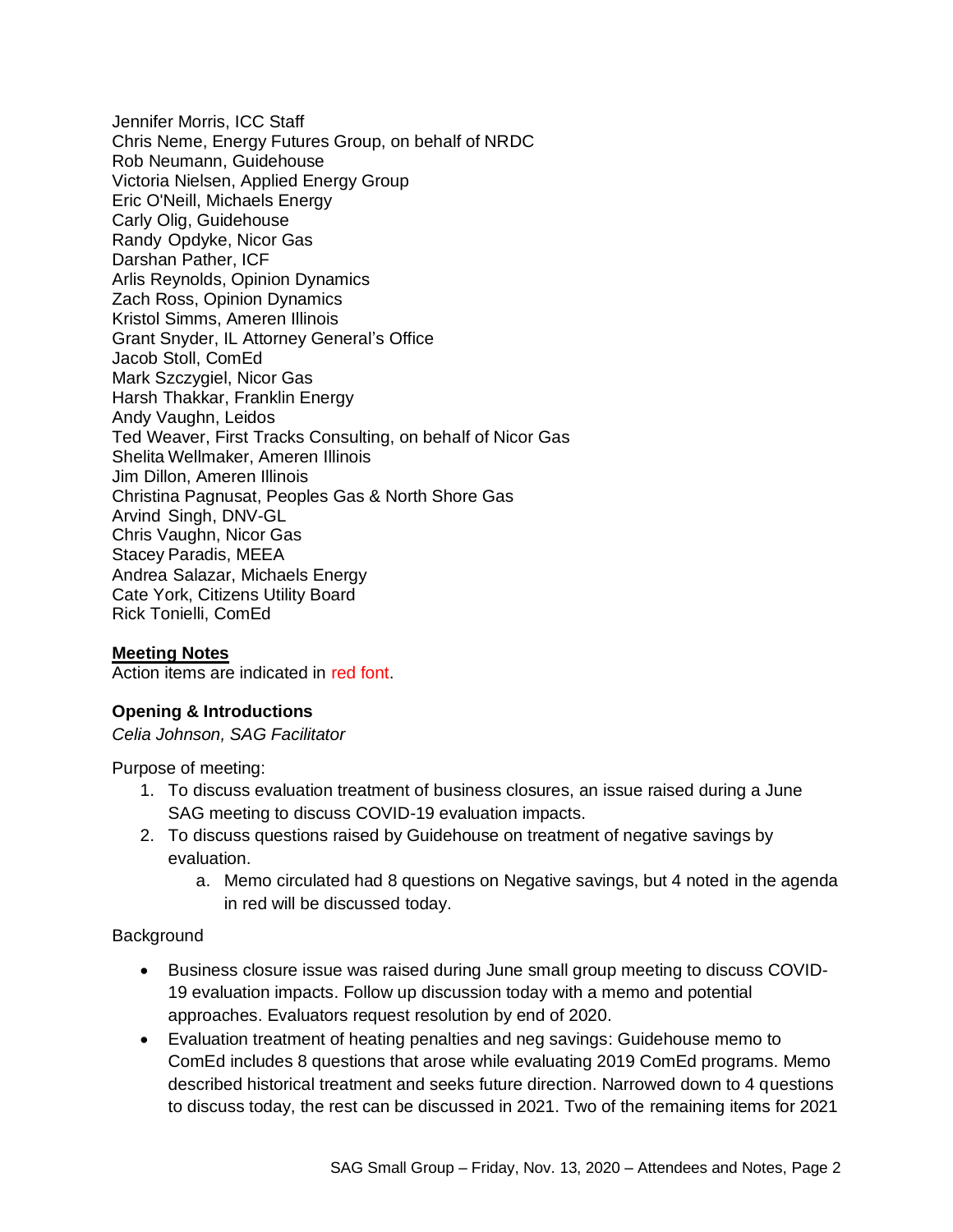Jennifer Morris, ICC Staff
Chris Neme, Energy Futures Group, on behalf of NRDC
Rob Neumann, Guidehouse
Victoria Nielsen, Applied Energy Group
Eric O'Neill, Michaels Energy
Carly Olig, Guidehouse
Randy Opdyke, Nicor Gas
Darshan Pather, ICF
Arlis Reynolds, Opinion Dynamics
Zach Ross, Opinion Dynamics
Kristol Simms, Ameren Illinois
Grant Snyder, IL Attorney General's Office
Jacob Stoll, ComEd
Mark Szczygiel, Nicor Gas
Harsh Thakkar, Franklin Energy
Andy Vaughn, Leidos
Ted Weaver, First Tracks Consulting, on behalf of Nicor Gas
Shelita Wellmaker, Ameren Illinois
Jim Dillon, Ameren Illinois
Christina Pagnusat, Peoples Gas & North Shore Gas
Arvind Singh, DNV-GL
Chris Vaughn, Nicor Gas
Stacey Paradis, MEEA
Andrea Salazar, Michaels Energy
Cate York, Citizens Utility Board
Rick Tonielli, ComEd

## Meeting Notes

Action items are indicated in red font.

### Opening & Introductions

*Celia Johnson, SAG Facilitator*

Purpose of meeting:

1. To discuss evaluation treatment of business closures, an issue raised during a June SAG meeting to discuss COVID-19 evaluation impacts.
2. To discuss questions raised by Guidehouse on treatment of negative savings by evaluation.
    a. Memo circulated had 8 questions on Negative savings, but 4 noted in the agenda in red will be discussed today.

Background

- Business closure issue was raised during June small group meeting to discuss COVID-19 evaluation impacts. Follow up discussion today with a memo and potential approaches. Evaluators request resolution by end of 2020.
- Evaluation treatment of heating penalties and neg savings: Guidehouse memo to ComEd includes 8 questions that arose while evaluating 2019 ComEd programs. Memo described historical treatment and seeks future direction. Narrowed down to 4 questions to discuss today, the rest can be discussed in 2021. Two of the remaining items for 2021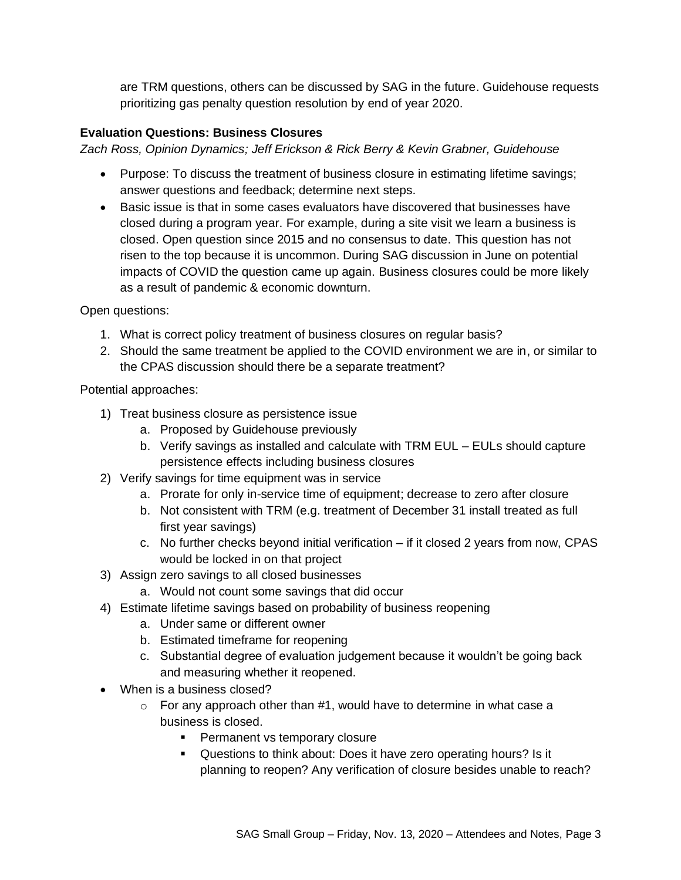are TRM questions, others can be discussed by SAG in the future. Guidehouse requests prioritizing gas penalty question resolution by end of year 2020.

**Evaluation Questions: Business Closures**

*Zach Ross, Opinion Dynamics; Jeff Erickson & Rick Berry & Kevin Grabner, Guidehouse*

- Purpose: To discuss the treatment of business closure in estimating lifetime savings; answer questions and feedback; determine next steps.
- Basic issue is that in some cases evaluators have discovered that businesses have closed during a program year. For example, during a site visit we learn a business is closed. Open question since 2015 and no consensus to date. This question has not risen to the top because it is uncommon. During SAG discussion in June on potential impacts of COVID the question came up again. Business closures could be more likely as a result of pandemic & economic downturn.

Open questions:

1. What is correct policy treatment of business closures on regular basis?
2. Should the same treatment be applied to the COVID environment we are in, or similar to the CPAS discussion should there be a separate treatment?

Potential approaches:

1) Treat business closure as persistence issue
   a. Proposed by Guidehouse previously
   b. Verify savings as installed and calculate with TRM EUL – EULs should capture persistence effects including business closures
2) Verify savings for time equipment was in service
   a. Prorate for only in-service time of equipment; decrease to zero after closure
   b. Not consistent with TRM (e.g. treatment of December 31 install treated as full first year savings)
   c. No further checks beyond initial verification – if it closed 2 years from now, CPAS would be locked in on that project
3) Assign zero savings to all closed businesses
   a. Would not count some savings that did occur
4) Estimate lifetime savings based on probability of business reopening
   a. Under same or different owner
   b. Estimated timeframe for reopening
   c. Substantial degree of evaluation judgement because it wouldn't be going back and measuring whether it reopened.

- When is a business closed?
  - For any approach other than #1, would have to determine in what case a business is closed.
    - Permanent vs temporary closure
    - Questions to think about: Does it have zero operating hours? Is it planning to reopen? Any verification of closure besides unable to reach?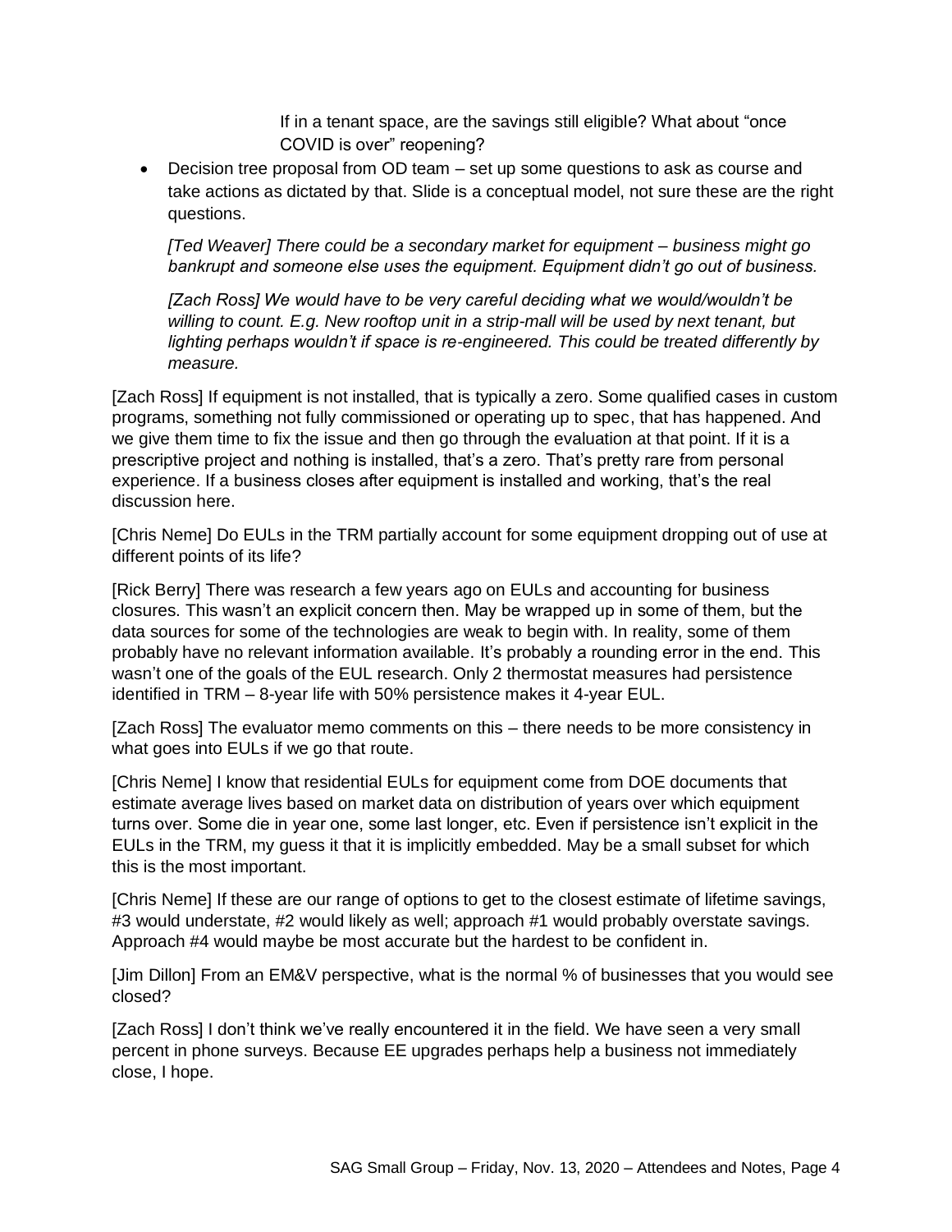If in a tenant space, are the savings still eligible? What about "once COVID is over" reopening?

- Decision tree proposal from OD team – set up some questions to ask as course and take actions as dictated by that. Slide is a conceptual model, not sure these are the right questions.

  *[Ted Weaver] There could be a secondary market for equipment – business might go bankrupt and someone else uses the equipment. Equipment didn't go out of business.*

  *[Zach Ross] We would have to be very careful deciding what we would/wouldn't be willing to count. E.g. New rooftop unit in a strip-mall will be used by next tenant, but lighting perhaps wouldn't if space is re-engineered. This could be treated differently by measure.*

[Zach Ross] If equipment is not installed, that is typically a zero. Some qualified cases in custom programs, something not fully commissioned or operating up to spec, that has happened. And we give them time to fix the issue and then go through the evaluation at that point. If it is a prescriptive project and nothing is installed, that's a zero. That's pretty rare from personal experience. If a business closes after equipment is installed and working, that's the real discussion here.

[Chris Neme] Do EULs in the TRM partially account for some equipment dropping out of use at different points of its life?

[Rick Berry] There was research a few years ago on EULs and accounting for business closures. This wasn't an explicit concern then. May be wrapped up in some of them, but the data sources for some of the technologies are weak to begin with. In reality, some of them probably have no relevant information available. It's probably a rounding error in the end. This wasn't one of the goals of the EUL research. Only 2 thermostat measures had persistence identified in TRM – 8-year life with 50% persistence makes it 4-year EUL.

[Zach Ross] The evaluator memo comments on this – there needs to be more consistency in what goes into EULs if we go that route.

[Chris Neme] I know that residential EULs for equipment come from DOE documents that estimate average lives based on market data on distribution of years over which equipment turns over. Some die in year one, some last longer, etc. Even if persistence isn't explicit in the EULs in the TRM, my guess it that it is implicitly embedded. May be a small subset for which this is the most important.

[Chris Neme] If these are our range of options to get to the closest estimate of lifetime savings, #3 would understate, #2 would likely as well; approach #1 would probably overstate savings. Approach #4 would maybe be most accurate but the hardest to be confident in.

[Jim Dillon] From an EM&V perspective, what is the normal % of businesses that you would see closed?

[Zach Ross] I don't think we've really encountered it in the field. We have seen a very small percent in phone surveys. Because EE upgrades perhaps help a business not immediately close, I hope.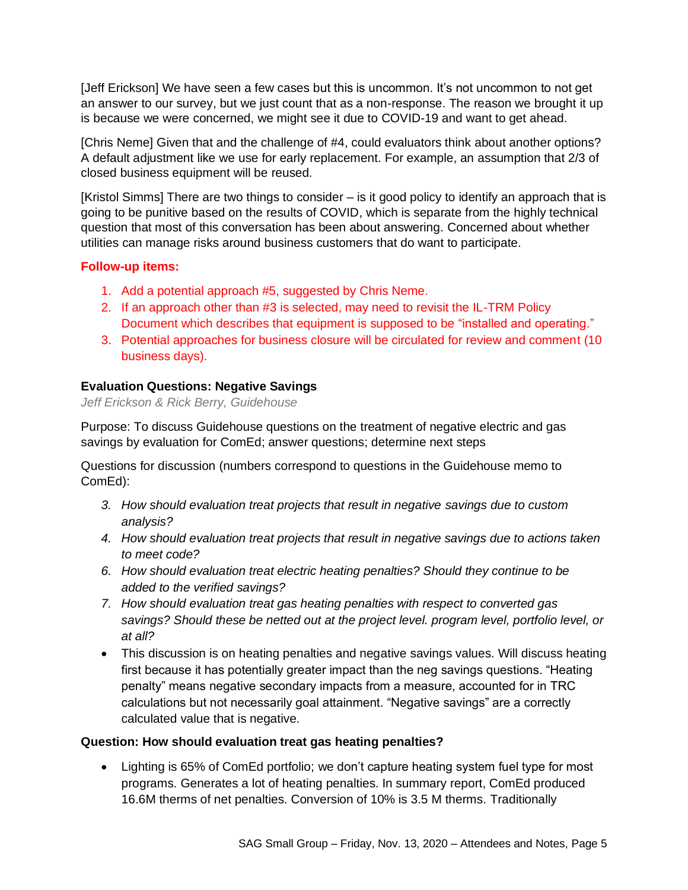[Jeff Erickson] We have seen a few cases but this is uncommon. It's not uncommon to not get an answer to our survey, but we just count that as a non-response. The reason we brought it up is because we were concerned, we might see it due to COVID-19 and want to get ahead.

[Chris Neme] Given that and the challenge of #4, could evaluators think about another options? A default adjustment like we use for early replacement. For example, an assumption that 2/3 of closed business equipment will be reused.

[Kristol Simms] There are two things to consider – is it good policy to identify an approach that is going to be punitive based on the results of COVID, which is separate from the highly technical question that most of this conversation has been about answering. Concerned about whether utilities can manage risks around business customers that do want to participate.

**Follow-up items:**

1. Add a potential approach #5, suggested by Chris Neme.
2. If an approach other than #3 is selected, may need to revisit the IL-TRM Policy Document which describes that equipment is supposed to be "installed and operating."
3. Potential approaches for business closure will be circulated for review and comment (10 business days).

**Evaluation Questions: Negative Savings**

*Jeff Erickson & Rick Berry, Guidehouse*

Purpose: To discuss Guidehouse questions on the treatment of negative electric and gas savings by evaluation for ComEd; answer questions; determine next steps

Questions for discussion (numbers correspond to questions in the Guidehouse memo to ComEd):

3. *How should evaluation treat projects that result in negative savings due to custom analysis?*
4. *How should evaluation treat projects that result in negative savings due to actions taken to meet code?*
6. *How should evaluation treat electric heating penalties? Should they continue to be added to the verified savings?*
7. *How should evaluation treat gas heating penalties with respect to converted gas savings? Should these be netted out at the project level. program level, portfolio level, or at all?*

- This discussion is on heating penalties and negative savings values. Will discuss heating first because it has potentially greater impact than the neg savings questions. "Heating penalty" means negative secondary impacts from a measure, accounted for in TRC calculations but not necessarily goal attainment. "Negative savings" are a correctly calculated value that is negative.

**Question: How should evaluation treat gas heating penalties?**

- Lighting is 65% of ComEd portfolio; we don't capture heating system fuel type for most programs. Generates a lot of heating penalties. In summary report, ComEd produced 16.6M therms of net penalties. Conversion of 10% is 3.5 M therms. Traditionally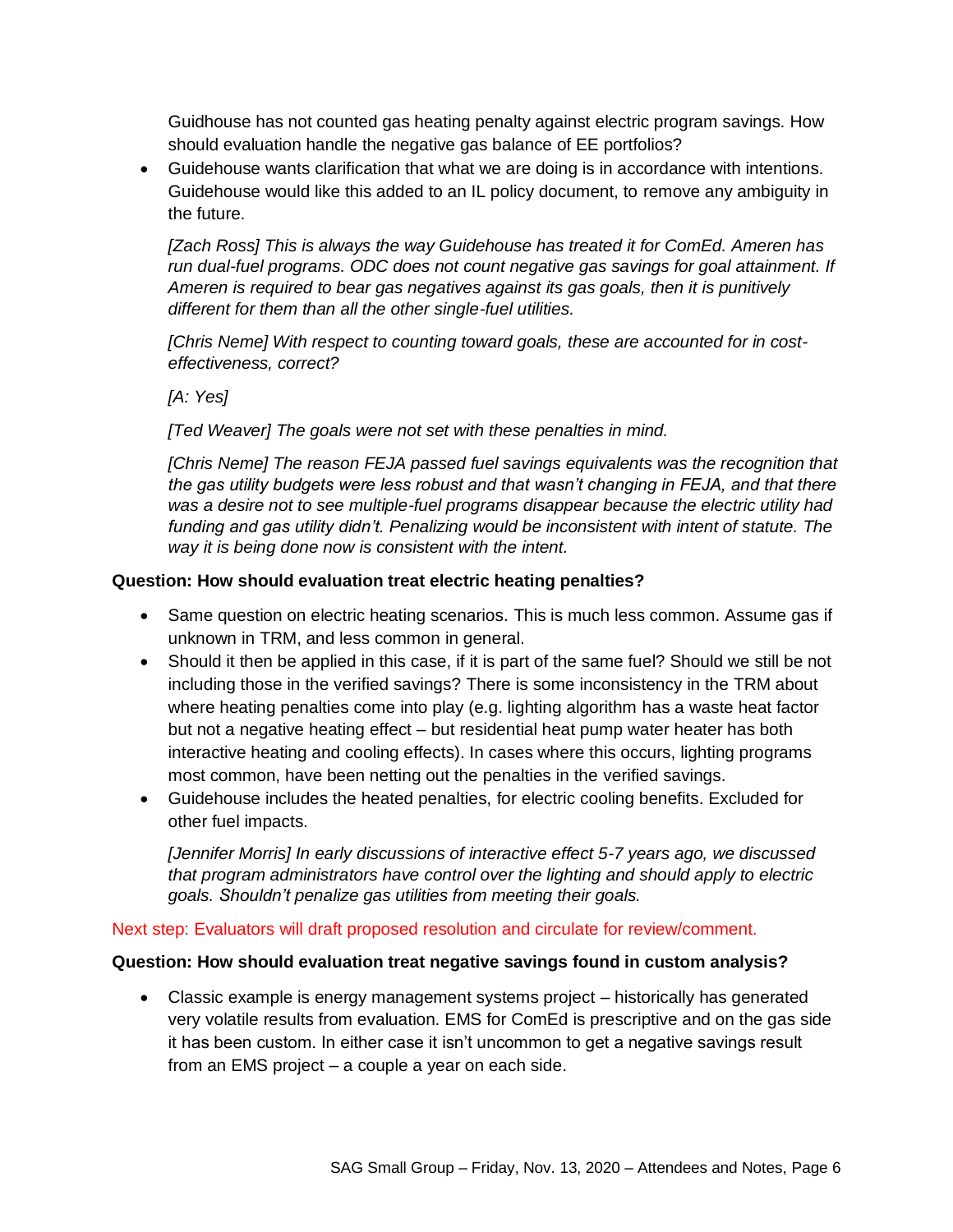Guidhouse has not counted gas heating penalty against electric program savings. How should evaluation handle the negative gas balance of EE portfolios?

- Guidehouse wants clarification that what we are doing is in accordance with intentions. Guidehouse would like this added to an IL policy document, to remove any ambiguity in the future.

  *[Zach Ross] This is always the way Guidehouse has treated it for ComEd. Ameren has run dual-fuel programs. ODC does not count negative gas savings for goal attainment. If Ameren is required to bear gas negatives against its gas goals, then it is punitively different for them than all the other single-fuel utilities.*

  *[Chris Neme] With respect to counting toward goals, these are accounted for in cost-effectiveness, correct?*

  *[A: Yes]*

  *[Ted Weaver] The goals were not set with these penalties in mind.*

  *[Chris Neme] The reason FEJA passed fuel savings equivalents was the recognition that the gas utility budgets were less robust and that wasn't changing in FEJA, and that there was a desire not to see multiple-fuel programs disappear because the electric utility had funding and gas utility didn't. Penalizing would be inconsistent with intent of statute. The way it is being done now is consistent with the intent.*

**Question: How should evaluation treat electric heating penalties?**

- Same question on electric heating scenarios. This is much less common. Assume gas if unknown in TRM, and less common in general.
- Should it then be applied in this case, if it is part of the same fuel? Should we still be not including those in the verified savings? There is some inconsistency in the TRM about where heating penalties come into play (e.g. lighting algorithm has a waste heat factor but not a negative heating effect – but residential heat pump water heater has both interactive heating and cooling effects). In cases where this occurs, lighting programs most common, have been netting out the penalties in the verified savings.
- Guidehouse includes the heated penalties, for electric cooling benefits. Excluded for other fuel impacts.

  *[Jennifer Morris] In early discussions of interactive effect 5-7 years ago, we discussed that program administrators have control over the lighting and should apply to electric goals. Shouldn't penalize gas utilities from meeting their goals.*

Next step: Evaluators will draft proposed resolution and circulate for review/comment.

**Question: How should evaluation treat negative savings found in custom analysis?**

- Classic example is energy management systems project – historically has generated very volatile results from evaluation. EMS for ComEd is prescriptive and on the gas side it has been custom. In either case it isn't uncommon to get a negative savings result from an EMS project – a couple a year on each side.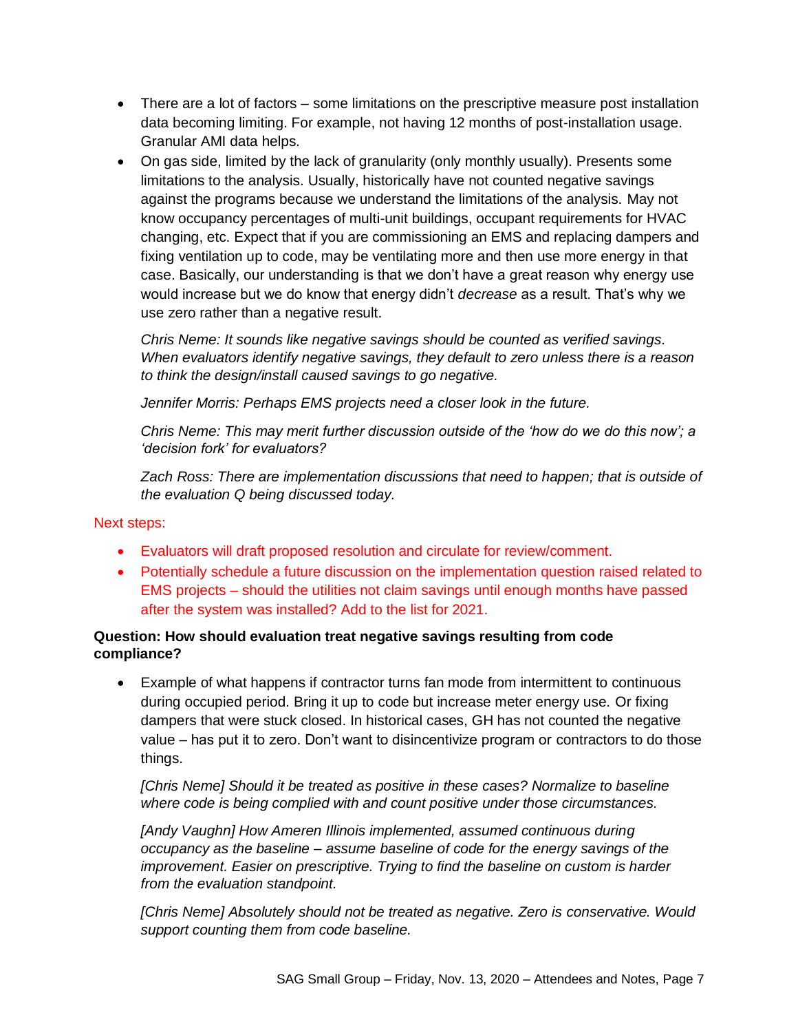- There are a lot of factors – some limitations on the prescriptive measure post installation data becoming limiting. For example, not having 12 months of post-installation usage. Granular AMI data helps.
- On gas side, limited by the lack of granularity (only monthly usually). Presents some limitations to the analysis. Usually, historically have not counted negative savings against the programs because we understand the limitations of the analysis. May not know occupancy percentages of multi-unit buildings, occupant requirements for HVAC changing, etc. Expect that if you are commissioning an EMS and replacing dampers and fixing ventilation up to code, may be ventilating more and then use more energy in that case. Basically, our understanding is that we don't have a great reason why energy use would increase but we do know that energy didn't *decrease* as a result. That's why we use zero rather than a negative result.

  *Chris Neme: It sounds like negative savings should be counted as verified savings. When evaluators identify negative savings, they default to zero unless there is a reason to think the design/install caused savings to go negative.*

  *Jennifer Morris: Perhaps EMS projects need a closer look in the future.*

  *Chris Neme: This may merit further discussion outside of the 'how do we do this now'; a 'decision fork' for evaluators?*

  *Zach Ross: There are implementation discussions that need to happen; that is outside of the evaluation Q being discussed today.*

Next steps:

- Evaluators will draft proposed resolution and circulate for review/comment.
- Potentially schedule a future discussion on the implementation question raised related to EMS projects – should the utilities not claim savings until enough months have passed after the system was installed? Add to the list for 2021.

**Question: How should evaluation treat negative savings resulting from code compliance?**

- Example of what happens if contractor turns fan mode from intermittent to continuous during occupied period. Bring it up to code but increase meter energy use. Or fixing dampers that were stuck closed. In historical cases, GH has not counted the negative value – has put it to zero. Don't want to disincentivize program or contractors to do those things.

  *[Chris Neme] Should it be treated as positive in these cases? Normalize to baseline where code is being complied with and count positive under those circumstances.*

  *[Andy Vaughn] How Ameren Illinois implemented, assumed continuous during occupancy as the baseline – assume baseline of code for the energy savings of the improvement. Easier on prescriptive. Trying to find the baseline on custom is harder from the evaluation standpoint.*

  *[Chris Neme] Absolutely should not be treated as negative. Zero is conservative. Would support counting them from code baseline.*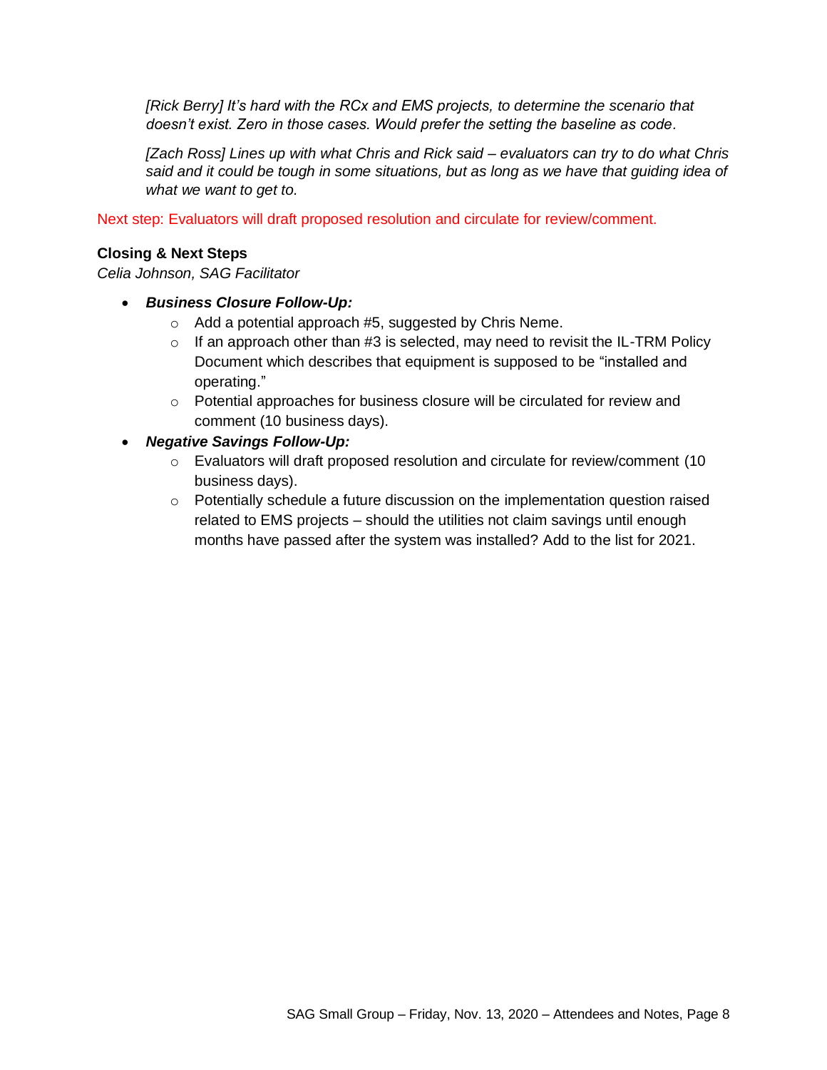*[Rick Berry] It's hard with the RCx and EMS projects, to determine the scenario that doesn't exist. Zero in those cases. Would prefer the setting the baseline as code.*

*[Zach Ross] Lines up with what Chris and Rick said – evaluators can try to do what Chris said and it could be tough in some situations, but as long as we have that guiding idea of what we want to get to.*

Next step: Evaluators will draft proposed resolution and circulate for review/comment.

**Closing & Next Steps**

*Celia Johnson, SAG Facilitator*

- ***Business Closure Follow-Up:***
  - Add a potential approach #5, suggested by Chris Neme.
  - If an approach other than #3 is selected, may need to revisit the IL-TRM Policy Document which describes that equipment is supposed to be "installed and operating."
  - Potential approaches for business closure will be circulated for review and comment (10 business days).
- ***Negative Savings Follow-Up:***
  - Evaluators will draft proposed resolution and circulate for review/comment (10 business days).
  - Potentially schedule a future discussion on the implementation question raised related to EMS projects – should the utilities not claim savings until enough months have passed after the system was installed? Add to the list for 2021.